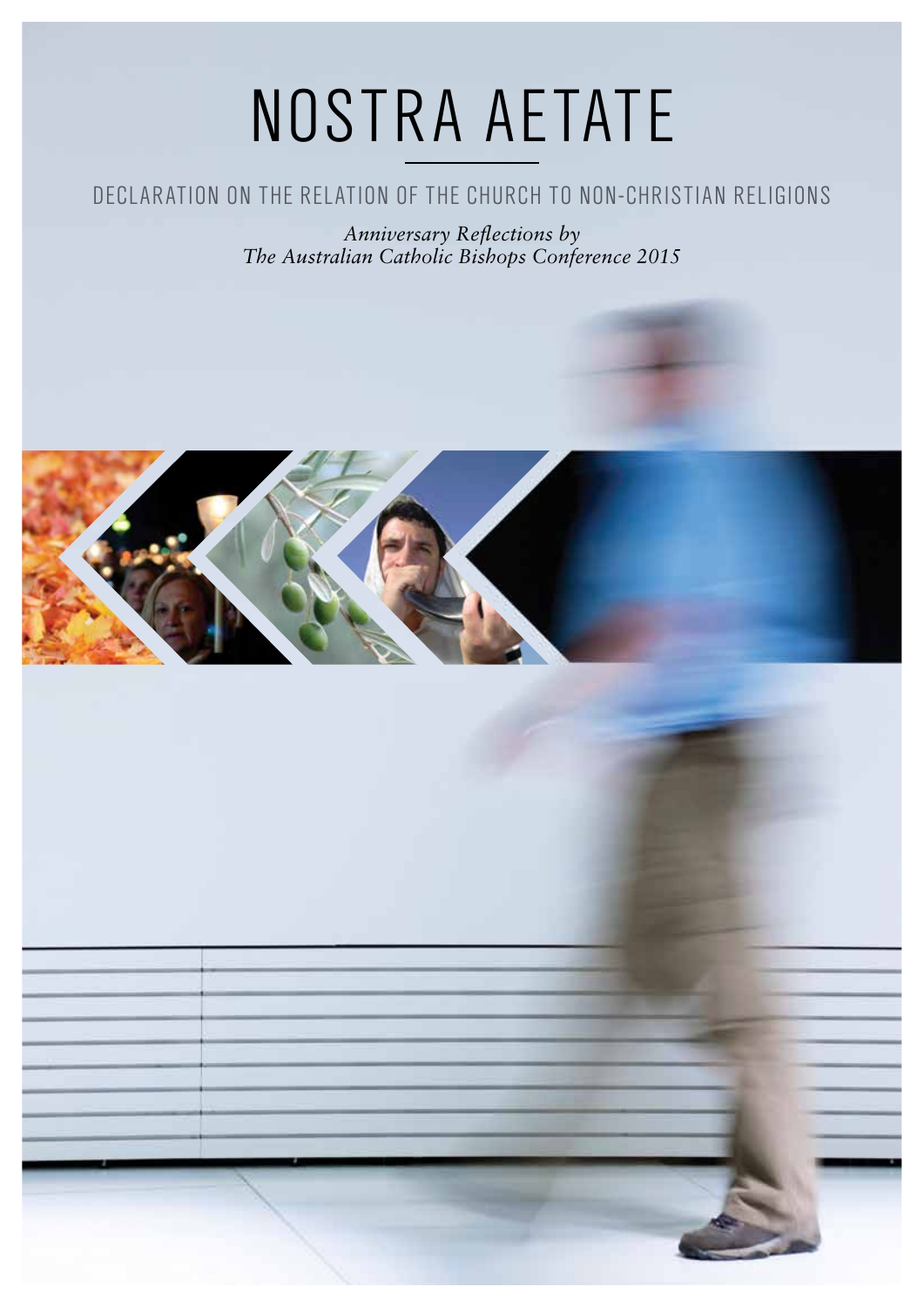# NOSTRA AETATE

## DECLARATION ON THE RELATION OF THE CHURCH TO NON-CHRISTIAN RELIGIONS

*Anniversary Reflections by*
*The Australian Catholic Bishops Conference 2015*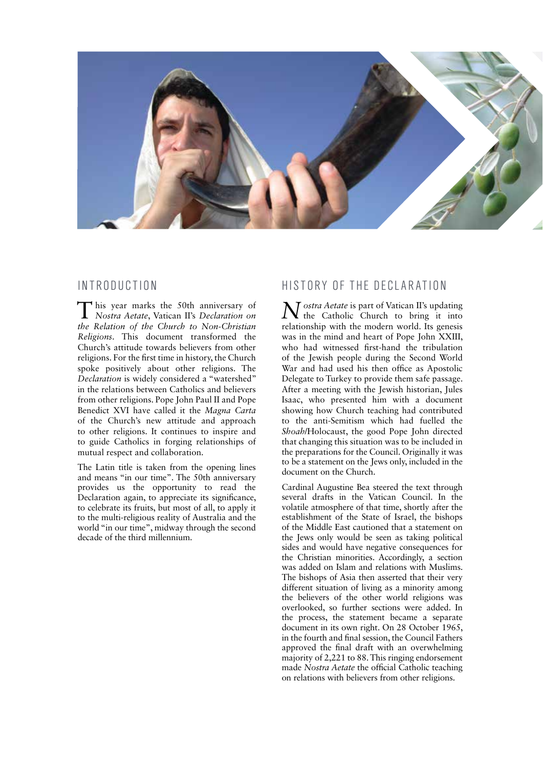## INTRODUCTION

This year marks the 50th anniversary of *Nostra Aetate*, Vatican II's *Declaration on the Relation of the Church to Non-Christian Religions*. This document transformed the Church's attitude towards believers from other religions. For the first time in history, the Church spoke positively about other religions. The *Declaration* is widely considered a "watershed" in the relations between Catholics and believers from other religions. Pope John Paul II and Pope Benedict XVI have called it the *Magna Carta* of the Church's new attitude and approach to other religions. It continues to inspire and to guide Catholics in forging relationships of mutual respect and collaboration.

The Latin title is taken from the opening lines and means "in our time". The 50th anniversary provides us the opportunity to read the Declaration again, to appreciate its significance, to celebrate its fruits, but most of all, to apply it to the multi-religious reality of Australia and the world "in our time", midway through the second decade of the third millennium.

## HISTORY OF THE DECLARATION

*Nostra Aetate* is part of Vatican II's updating the Catholic Church to bring it into relationship with the modern world. Its genesis was in the mind and heart of Pope John XXIII, who had witnessed first-hand the tribulation of the Jewish people during the Second World War and had used his then office as Apostolic Delegate to Turkey to provide them safe passage. After a meeting with the Jewish historian, Jules Isaac, who presented him with a document showing how Church teaching had contributed to the anti-Semitism which had fuelled the *Shoah*/Holocaust, the good Pope John directed that changing this situation was to be included in the preparations for the Council. Originally it was to be a statement on the Jews only, included in the document on the Church.

Cardinal Augustine Bea steered the text through several drafts in the Vatican Council. In the volatile atmosphere of that time, shortly after the establishment of the State of Israel, the bishops of the Middle East cautioned that a statement on the Jews only would be seen as taking political sides and would have negative consequences for the Christian minorities. Accordingly, a section was added on Islam and relations with Muslims. The bishops of Asia then asserted that their very different situation of living as a minority among the believers of the other world religions was overlooked, so further sections were added. In the process, the statement became a separate document in its own right. On 28 October 1965, in the fourth and final session, the Council Fathers approved the final draft with an overwhelming majority of 2,221 to 88. This ringing endorsement made *Nostra Aetate* the official Catholic teaching on relations with believers from other religions.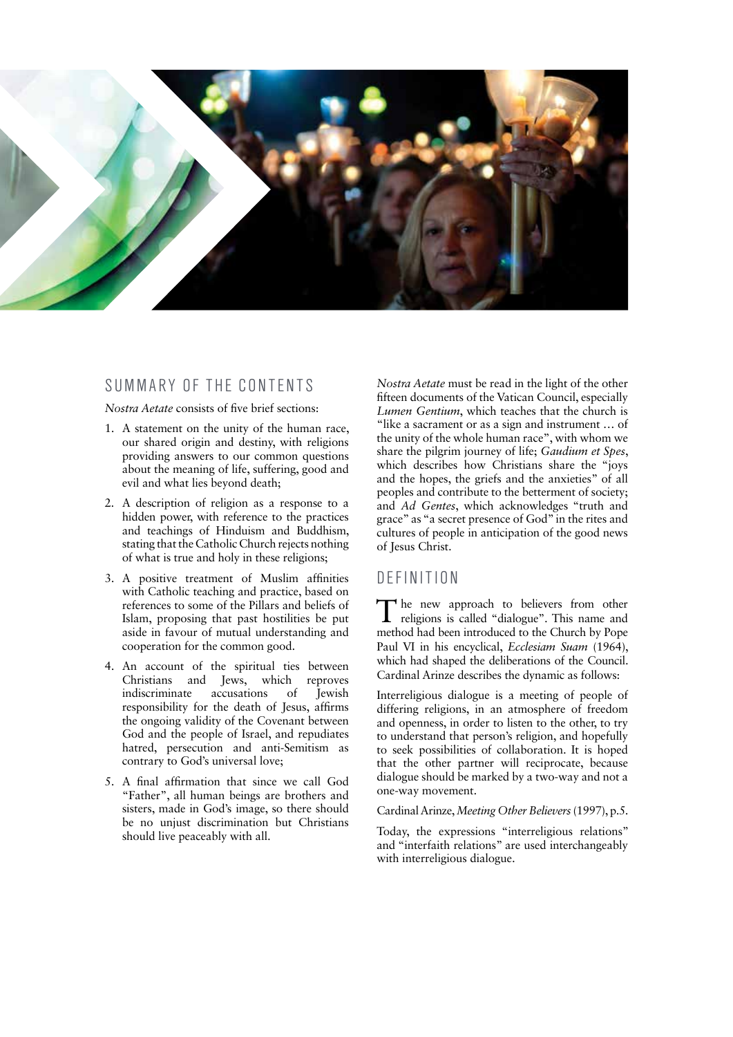## SUMMARY OF THE CONTENTS

*Nostra Aetate* consists of five brief sections:

1. A statement on the unity of the human race, our shared origin and destiny, with religions providing answers to our common questions about the meaning of life, suffering, good and evil and what lies beyond death;
2. A description of religion as a response to a hidden power, with reference to the practices and teachings of Hinduism and Buddhism, stating that the Catholic Church rejects nothing of what is true and holy in these religions;
3. A positive treatment of Muslim affinities with Catholic teaching and practice, based on references to some of the Pillars and beliefs of Islam, proposing that past hostilities be put aside in favour of mutual understanding and cooperation for the common good.
4. An account of the spiritual ties between Christians and Jews, which reproves indiscriminate accusations of Jewish responsibility for the death of Jesus, affirms the ongoing validity of the Covenant between God and the people of Israel, and repudiates hatred, persecution and anti-Semitism as contrary to God's universal love;
5. A final affirmation that since we call God "Father", all human beings are brothers and sisters, made in God's image, so there should be no unjust discrimination but Christians should live peaceably with all.

*Nostra Aetate* must be read in the light of the other fifteen documents of the Vatican Council, especially *Lumen Gentium*, which teaches that the church is "like a sacrament or as a sign and instrument … of the unity of the whole human race", with whom we share the pilgrim journey of life; *Gaudium et Spes*, which describes how Christians share the "joys and the hopes, the griefs and the anxieties" of all peoples and contribute to the betterment of society; and *Ad Gentes*, which acknowledges "truth and grace" as "a secret presence of God" in the rites and cultures of people in anticipation of the good news of Jesus Christ.

## DEFINITION

The new approach to believers from other religions is called "dialogue". This name and method had been introduced to the Church by Pope Paul VI in his encyclical, *Ecclesiam Suam* (1964), which had shaped the deliberations of the Council. Cardinal Arinze describes the dynamic as follows:

Interreligious dialogue is a meeting of people of differing religions, in an atmosphere of freedom and openness, in order to listen to the other, to try to understand that person's religion, and hopefully to seek possibilities of collaboration. It is hoped that the other partner will reciprocate, because dialogue should be marked by a two-way and not a one-way movement.

Cardinal Arinze, *Meeting Other Believers* (1997), p.5.

Today, the expressions "interreligious relations" and "interfaith relations" are used interchangeably with interreligious dialogue.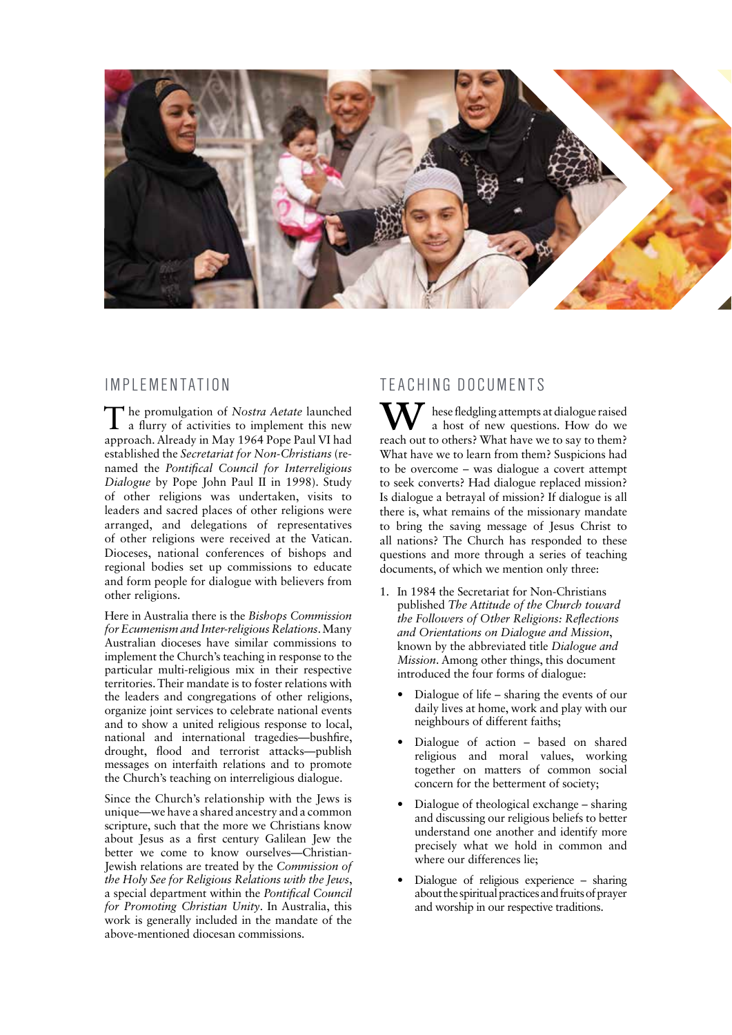## IMPLEMENTATION

The promulgation of *Nostra Aetate* launched a flurry of activities to implement this new approach. Already in May 1964 Pope Paul VI had established the *Secretariat for Non-Christians* (re-named the *Pontifical Council for Interreligious Dialogue* by Pope John Paul II in 1998). Study of other religions was undertaken, visits to leaders and sacred places of other religions were arranged, and delegations of representatives of other religions were received at the Vatican. Dioceses, national conferences of bishops and regional bodies set up commissions to educate and form people for dialogue with believers from other religions.

Here in Australia there is the *Bishops Commission for Ecumenism and Inter-religious Relations*. Many Australian dioceses have similar commissions to implement the Church's teaching in response to the particular multi-religious mix in their respective territories. Their mandate is to foster relations with the leaders and congregations of other religions, organize joint services to celebrate national events and to show a united religious response to local, national and international tragedies—bushfire, drought, flood and terrorist attacks—publish messages on interfaith relations and to promote the Church's teaching on interreligious dialogue.

Since the Church's relationship with the Jews is unique—we have a shared ancestry and a common scripture, such that the more we Christians know about Jesus as a first century Galilean Jew the better we come to know ourselves—Christian-Jewish relations are treated by the *Commission of the Holy See for Religious Relations with the Jews*, a special department within the *Pontifical Council for Promoting Christian Unity*. In Australia, this work is generally included in the mandate of the above-mentioned diocesan commissions.

## TEACHING DOCUMENTS

These fledgling attempts at dialogue raised a host of new questions. How do we reach out to others? What have we to say to them? What have we to learn from them? Suspicions had to be overcome – was dialogue a covert attempt to seek converts? Had dialogue replaced mission? Is dialogue a betrayal of mission? If dialogue is all there is, what remains of the missionary mandate to bring the saving message of Jesus Christ to all nations? The Church has responded to these questions and more through a series of teaching documents, of which we mention only three:

1. In 1984 the Secretariat for Non-Christians published *The Attitude of the Church toward the Followers of Other Religions: Reflections and Orientations on Dialogue and Mission*, known by the abbreviated title *Dialogue and Mission*. Among other things, this document introduced the four forms of dialogue:

   - Dialogue of life – sharing the events of our daily lives at home, work and play with our neighbours of different faiths;
   - Dialogue of action – based on shared religious and moral values, working together on matters of common social concern for the betterment of society;
   - Dialogue of theological exchange – sharing and discussing our religious beliefs to better understand one another and identify more precisely what we hold in common and where our differences lie;
   - Dialogue of religious experience – sharing about the spiritual practices and fruits of prayer and worship in our respective traditions.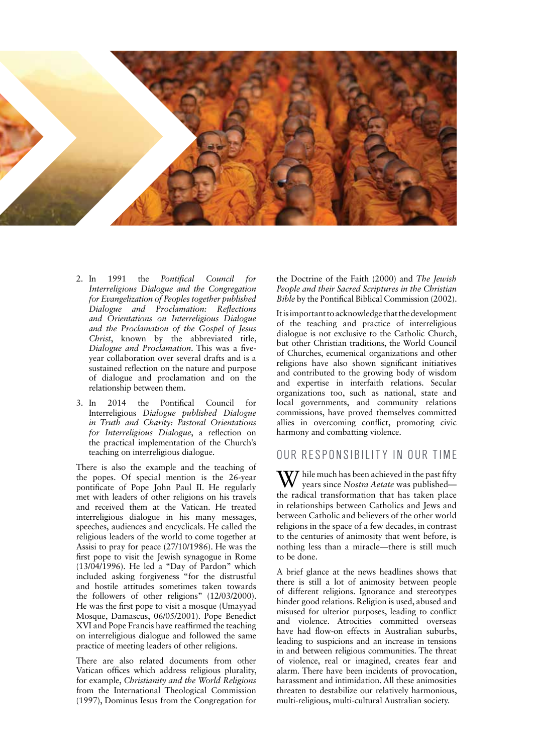2. In 1991 the *Pontifical Council for Interreligious Dialogue and the Congregation for Evangelization of Peoples together published Dialogue and Proclamation: Reflections and Orientations on Interreligious Dialogue and the Proclamation of the Gospel of Jesus Christ*, known by the abbreviated title, *Dialogue and Proclamation*. This was a five-year collaboration over several drafts and is a sustained reflection on the nature and purpose of dialogue and proclamation and on the relationship between them.

3. In 2014 the Pontifical Council for Interreligious *Dialogue published Dialogue in Truth and Charity: Pastoral Orientations for Interreligious Dialogue*, a reflection on the practical implementation of the Church's teaching on interreligious dialogue.

There is also the example and the teaching of the popes. Of special mention is the 26-year pontificate of Pope John Paul II. He regularly met with leaders of other religions on his travels and received them at the Vatican. He treated interreligious dialogue in his many messages, speeches, audiences and encyclicals. He called the religious leaders of the world to come together at Assisi to pray for peace (27/10/1986). He was the first pope to visit the Jewish synagogue in Rome (13/04/1996). He led a "Day of Pardon" which included asking forgiveness "for the distrustful and hostile attitudes sometimes taken towards the followers of other religions" (12/03/2000). He was the first pope to visit a mosque (Umayyad Mosque, Damascus, 06/05/2001). Pope Benedict XVI and Pope Francis have reaffirmed the teaching on interreligious dialogue and followed the same practice of meeting leaders of other religions.

There are also related documents from other Vatican offices which address religious plurality, for example, *Christianity and the World Religions* from the International Theological Commission (1997), Dominus Iesus from the Congregation for the Doctrine of the Faith (2000) and *The Jewish People and their Sacred Scriptures in the Christian Bible* by the Pontifical Biblical Commission (2002).

It is important to acknowledge that the development of the teaching and practice of interreligious dialogue is not exclusive to the Catholic Church, but other Christian traditions, the World Council of Churches, ecumenical organizations and other religions have also shown significant initiatives and contributed to the growing body of wisdom and expertise in interfaith relations. Secular organizations too, such as national, state and local governments, and community relations commissions, have proved themselves committed allies in overcoming conflict, promoting civic harmony and combatting violence.

## OUR RESPONSIBILITY IN OUR TIME

While much has been achieved in the past fifty years since *Nostra Aetate* was published—the radical transformation that has taken place in relationships between Catholics and Jews and between Catholic and believers of the other world religions in the space of a few decades, in contrast to the centuries of animosity that went before, is nothing less than a miracle—there is still much to be done.

A brief glance at the news headlines shows that there is still a lot of animosity between people of different religions. Ignorance and stereotypes hinder good relations. Religion is used, abused and misused for ulterior purposes, leading to conflict and violence. Atrocities committed overseas have had flow-on effects in Australian suburbs, leading to suspicions and an increase in tensions in and between religious communities. The threat of violence, real or imagined, creates fear and alarm. There have been incidents of provocation, harassment and intimidation. All these animosities threaten to destabilize our relatively harmonious, multi-religious, multi-cultural Australian society.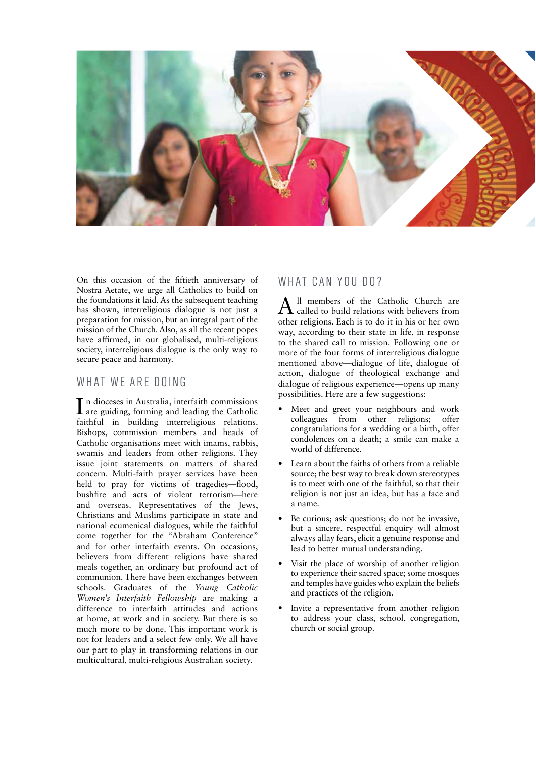On this occasion of the fiftieth anniversary of Nostra Aetate, we urge all Catholics to build on the foundations it laid. As the subsequent teaching has shown, interreligious dialogue is not just a preparation for mission, but an integral part of the mission of the Church. Also, as all the recent popes have affirmed, in our globalised, multi-religious society, interreligious dialogue is the only way to secure peace and harmony.

## WHAT WE ARE DOING

In dioceses in Australia, interfaith commissions are guiding, forming and leading the Catholic faithful in building interreligious relations. Bishops, commission members and heads of Catholic organisations meet with imams, rabbis, swamis and leaders from other religions. They issue joint statements on matters of shared concern. Multi-faith prayer services have been held to pray for victims of tragedies—flood, bushfire and acts of violent terrorism—here and overseas. Representatives of the Jews, Christians and Muslims participate in state and national ecumenical dialogues, while the faithful come together for the "Abraham Conference" and for other interfaith events. On occasions, believers from different religions have shared meals together, an ordinary but profound act of communion. There have been exchanges between schools. Graduates of the *Young Catholic Women's Interfaith Fellowship* are making a difference to interfaith attitudes and actions at home, at work and in society. But there is so much more to be done. This important work is not for leaders and a select few only. We all have our part to play in transforming relations in our multicultural, multi-religious Australian society.

## WHAT CAN YOU DO?

All members of the Catholic Church are called to build relations with believers from other religions. Each is to do it in his or her own way, according to their state in life, in response to the shared call to mission. Following one or more of the four forms of interreligious dialogue mentioned above—dialogue of life, dialogue of action, dialogue of theological exchange and dialogue of religious experience—opens up many possibilities. Here are a few suggestions:

- Meet and greet your neighbours and work colleagues from other religions; offer congratulations for a wedding or a birth, offer condolences on a death; a smile can make a world of difference.
- Learn about the faiths of others from a reliable source; the best way to break down stereotypes is to meet with one of the faithful, so that their religion is not just an idea, but has a face and a name.
- Be curious; ask questions; do not be invasive, but a sincere, respectful enquiry will almost always allay fears, elicit a genuine response and lead to better mutual understanding.
- Visit the place of worship of another religion to experience their sacred space; some mosques and temples have guides who explain the beliefs and practices of the religion.
- Invite a representative from another religion to address your class, school, congregation, church or social group.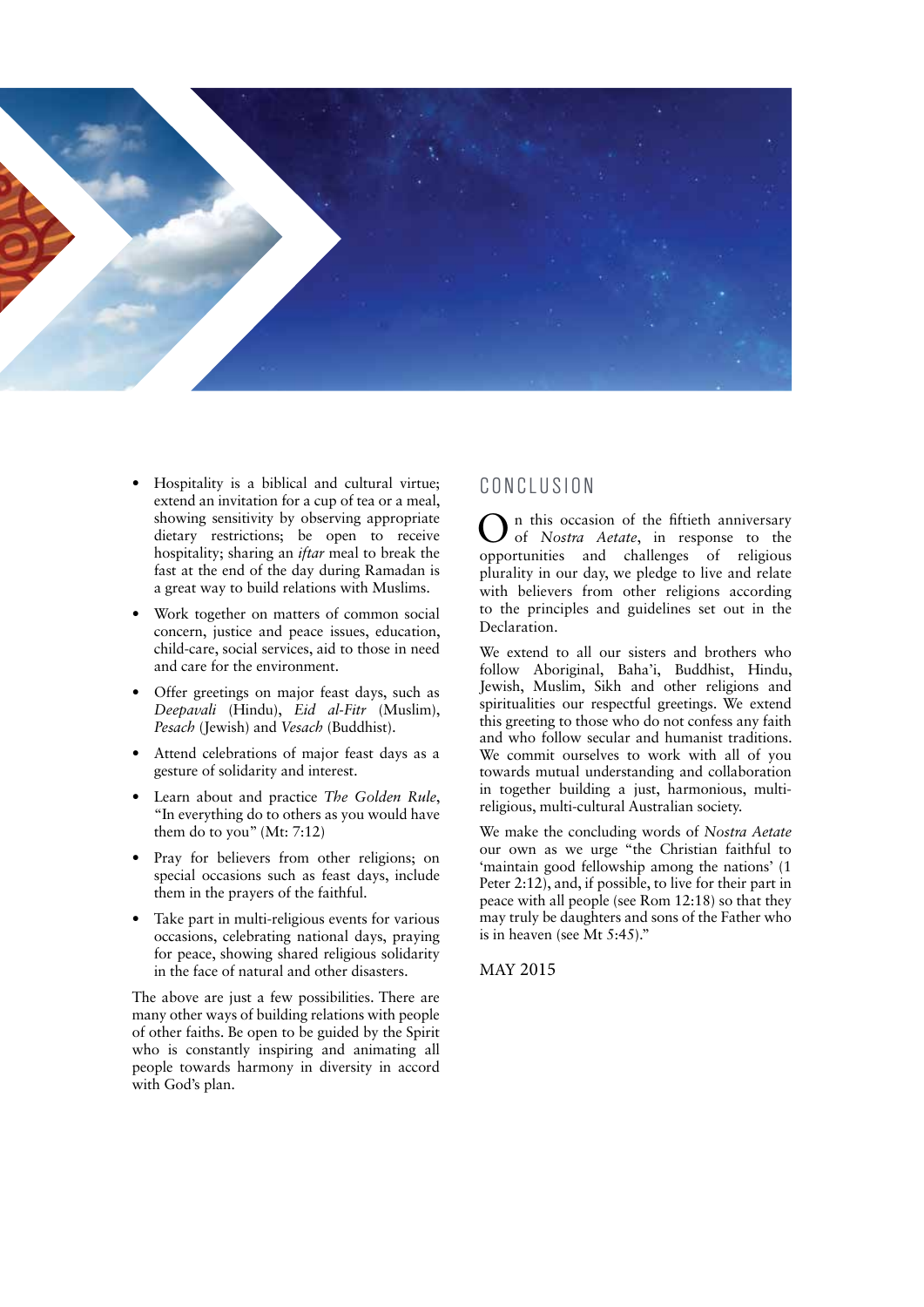- Hospitality is a biblical and cultural virtue; extend an invitation for a cup of tea or a meal, showing sensitivity by observing appropriate dietary restrictions; be open to receive hospitality; sharing an *iftar* meal to break the fast at the end of the day during Ramadan is a great way to build relations with Muslims.
- Work together on matters of common social concern, justice and peace issues, education, child-care, social services, aid to those in need and care for the environment.
- Offer greetings on major feast days, such as *Deepavali* (Hindu), *Eid al-Fitr* (Muslim), *Pesach* (Jewish) and *Vesach* (Buddhist).
- Attend celebrations of major feast days as a gesture of solidarity and interest.
- Learn about and practice *The Golden Rule*, "In everything do to others as you would have them do to you" (Mt: 7:12)
- Pray for believers from other religions; on special occasions such as feast days, include them in the prayers of the faithful.
- Take part in multi-religious events for various occasions, celebrating national days, praying for peace, showing shared religious solidarity in the face of natural and other disasters.

The above are just a few possibilities. There are many other ways of building relations with people of other faiths. Be open to be guided by the Spirit who is constantly inspiring and animating all people towards harmony in diversity in accord with God's plan.

## CONCLUSION

On this occasion of the fiftieth anniversary of *Nostra Aetate*, in response to the opportunities and challenges of religious plurality in our day, we pledge to live and relate with believers from other religions according to the principles and guidelines set out in the Declaration.

We extend to all our sisters and brothers who follow Aboriginal, Baha'i, Buddhist, Hindu, Jewish, Muslim, Sikh and other religions and spiritualities our respectful greetings. We extend this greeting to those who do not confess any faith and who follow secular and humanist traditions. We commit ourselves to work with all of you towards mutual understanding and collaboration in together building a just, harmonious, multi-religious, multi-cultural Australian society.

We make the concluding words of *Nostra Aetate* our own as we urge "the Christian faithful to 'maintain good fellowship among the nations' (1 Peter 2:12), and, if possible, to live for their part in peace with all people (see Rom 12:18) so that they may truly be daughters and sons of the Father who is in heaven (see Mt 5:45)."

MAY 2015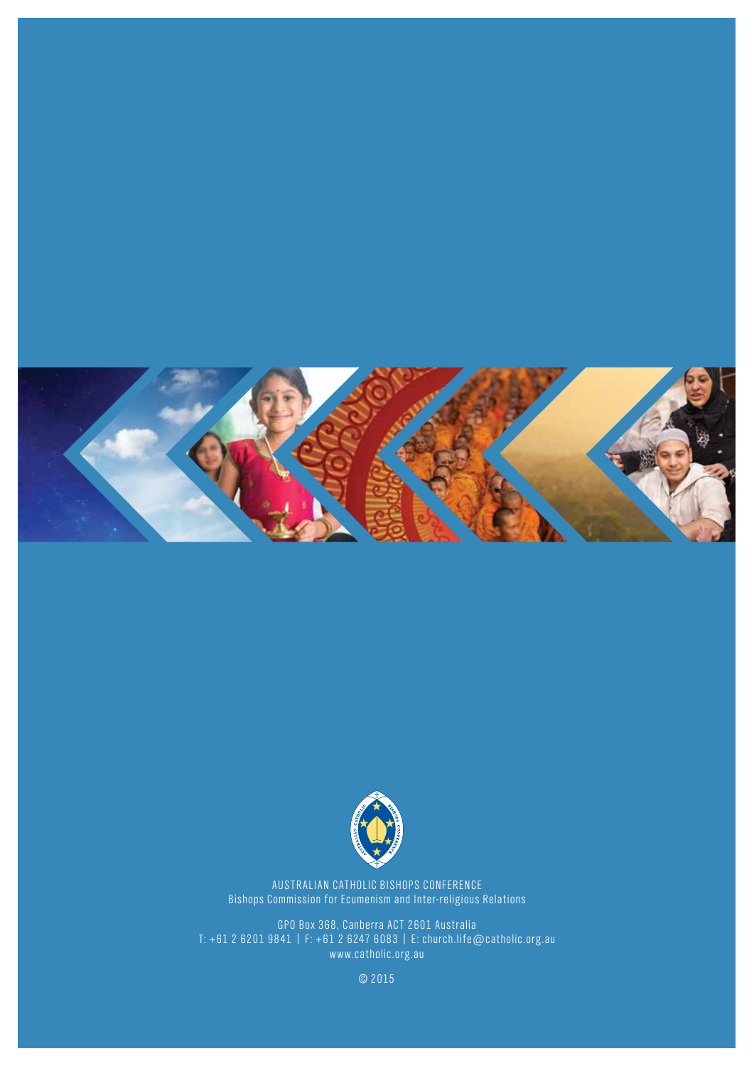AUSTRALIAN CATHOLIC BISHOPS CONFERENCE
Bishops Commission for Ecumenism and Inter-religious Relations

GPO Box 368, Canberra ACT 2601 Australia
T: +61 2 6201 9841 | F: +61 2 6247 6083 | E: church.life@catholic.org.au
www.catholic.org.au

© 2015